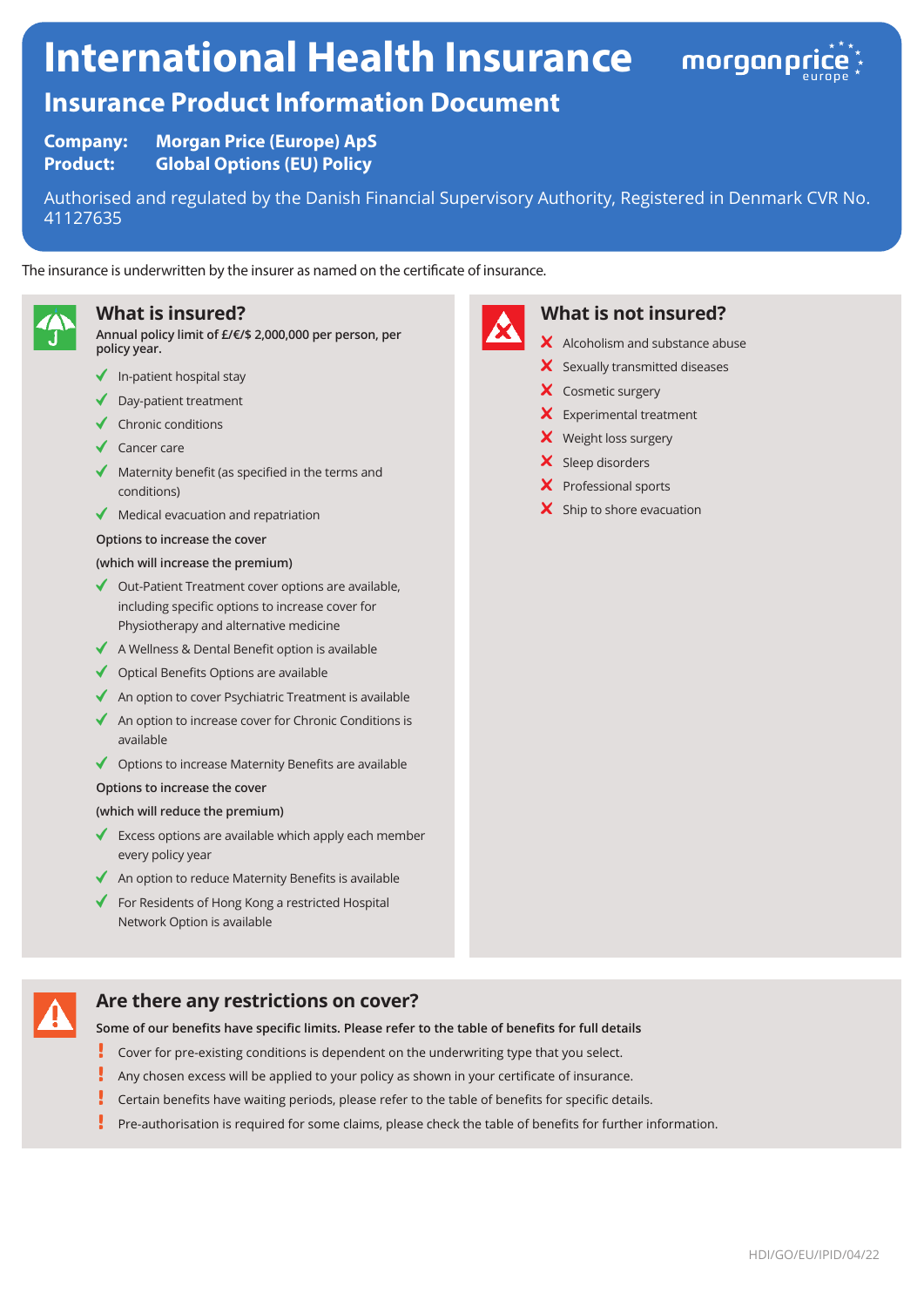# International Health Insurance

## Insurance Product Information Document

**Company:** **Morgan Price (Europe) ApS**
**Product:** **Global Options (EU) Policy**

Authorised and regulated by the Danish Financial Supervisory Authority, Registered in Denmark CVR No. 41127635

The insurance is underwritten by the insurer as named on the certificate of insurance.

## What is insured?

**Annual policy limit of £/€/$ 2,000,000 per person, per policy year.**

- ✓ In-patient hospital stay
- ✓ Day-patient treatment
- ✓ Chronic conditions
- ✓ Cancer care
- ✓ Maternity benefit (as specified in the terms and conditions)
- ✓ Medical evacuation and repatriation

Options to increase the cover

(which will increase the premium)

- ✓ Out-Patient Treatment cover options are available, including specific options to increase cover for Physiotherapy and alternative medicine
- ✓ A Wellness & Dental Benefit option is available
- ✓ Optical Benefits Options are available
- ✓ An option to cover Psychiatric Treatment is available
- ✓ An option to increase cover for Chronic Conditions is available
- ✓ Options to increase Maternity Benefits are available

Options to increase the cover

(which will reduce the premium)

- ✓ Excess options are available which apply each member every policy year
- ✓ An option to reduce Maternity Benefits is available
- ✓ For Residents of Hong Kong a restricted Hospital Network Option is available

## What is not insured?

- ✗ Alcoholism and substance abuse
- ✗ Sexually transmitted diseases
- ✗ Cosmetic surgery
- ✗ Experimental treatment
- ✗ Weight loss surgery
- ✗ Sleep disorders
- ✗ Professional sports
- ✗ Ship to shore evacuation

## Are there any restrictions on cover?

**Some of our benefits have specific limits. Please refer to the table of benefits for full details**

- ! Cover for pre-existing conditions is dependent on the underwriting type that you select.
- ! Any chosen excess will be applied to your policy as shown in your certificate of insurance.
- ! Certain benefits have waiting periods, please refer to the table of benefits for specific details.
- ! Pre-authorisation is required for some claims, please check the table of benefits for further information.

HDI/GO/EU/IPID/04/22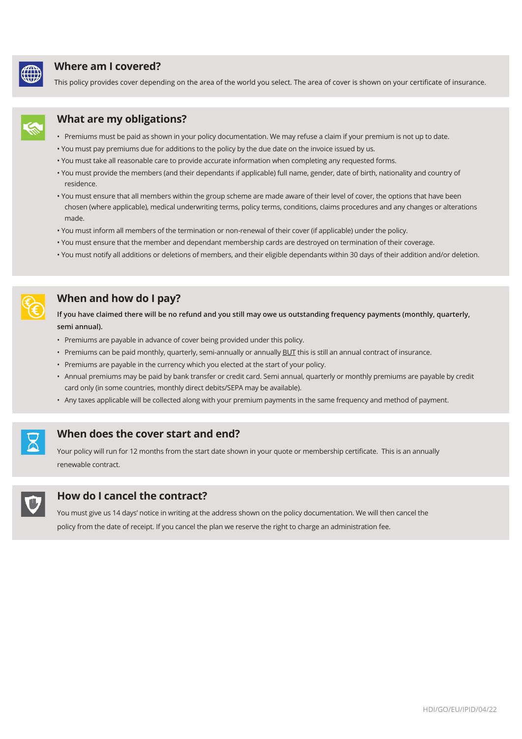## Where am I covered?

This policy provides cover depending on the area of the world you select. The area of cover is shown on your certificate of insurance.

## What are my obligations?

- Premiums must be paid as shown in your policy documentation. We may refuse a claim if your premium is not up to date.
- You must pay premiums due for additions to the policy by the due date on the invoice issued by us.
- You must take all reasonable care to provide accurate information when completing any requested forms.
- You must provide the members (and their dependants if applicable) full name, gender, date of birth, nationality and country of residence.
- You must ensure that all members within the group scheme are made aware of their level of cover, the options that have been chosen (where applicable), medical underwriting terms, policy terms, conditions, claims procedures and any changes or alterations made.
- You must inform all members of the termination or non-renewal of their cover (if applicable) under the policy.
- You must ensure that the member and dependant membership cards are destroyed on termination of their coverage.
- You must notify all additions or deletions of members, and their eligible dependants within 30 days of their addition and/or deletion.

## When and how do I pay?

**If you have claimed there will be no refund and you still may owe us outstanding frequency payments (monthly, quarterly, semi annual).**

- Premiums are payable in advance of cover being provided under this policy.
- Premiums can be paid monthly, quarterly, semi-annually or annually BUT this is still an annual contract of insurance.
- Premiums are payable in the currency which you elected at the start of your policy.
- Annual premiums may be paid by bank transfer or credit card. Semi annual, quarterly or monthly premiums are payable by credit card only (in some countries, monthly direct debits/SEPA may be available).
- Any taxes applicable will be collected along with your premium payments in the same frequency and method of payment.

## When does the cover start and end?

Your policy will run for 12 months from the start date shown in your quote or membership certificate. This is an annually renewable contract.

## How do I cancel the contract?

You must give us 14 days' notice in writing at the address shown on the policy documentation. We will then cancel the policy from the date of receipt. If you cancel the plan we reserve the right to charge an administration fee.

HDI/GO/EU/IPID/04/22